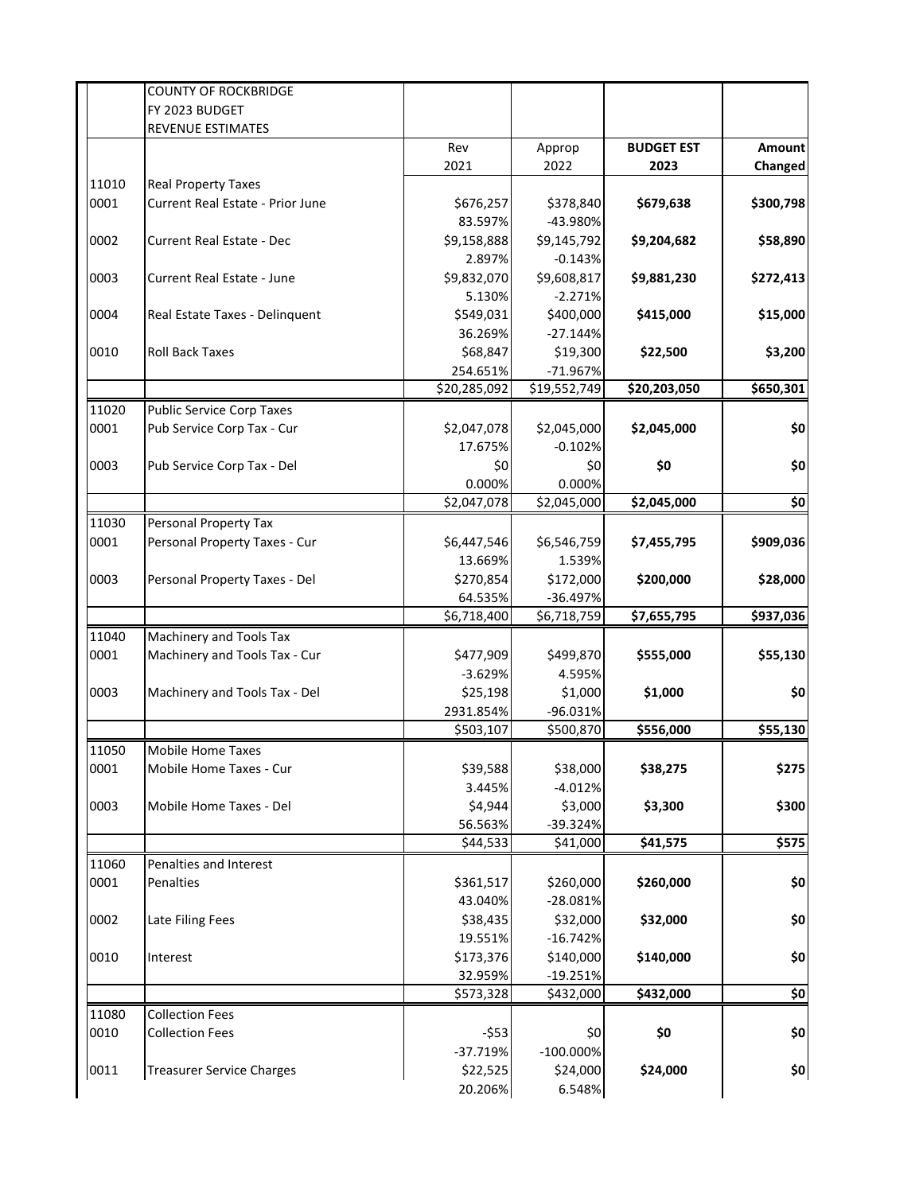| | COUNTY OF ROCKBRIDGE<br>FY 2023 BUDGET<br>REVENUE ESTIMATES | | | | |
|---|---|---|---|---|---|
| | | Rev<br>2021 | Approp<br>2022 | **BUDGET EST<br>2023** | **Amount<br>Changed** |
| 11010 | Real Property Taxes | | | | |
| 0001 | Current Real Estate - Prior June | $676,257<br>83.597% | $378,840<br>-43.980% | **$679,638** | **$300,798** |
| 0002 | Current Real Estate - Dec | $9,158,888<br>2.897% | $9,145,792<br>-0.143% | **$9,204,682** | **$58,890** |
| 0003 | Current Real Estate - June | $9,832,070<br>5.130% | $9,608,817<br>-2.271% | **$9,881,230** | **$272,413** |
| 0004 | Real Estate Taxes - Delinquent | $549,031<br>36.269% | $400,000<br>-27.144% | **$415,000** | **$15,000** |
| 0010 | Roll Back Taxes | $68,847<br>254.651% | $19,300<br>-71.967% | **$22,500** | **$3,200** |
| | | $20,285,092 | $19,552,749 | **$20,203,050** | **$650,301** |
| 11020 | Public Service Corp Taxes | | | | |
| 0001 | Pub Service Corp Tax - Cur | $2,047,078<br>17.675% | $2,045,000<br>-0.102% | **$2,045,000** | **$0** |
| 0003 | Pub Service Corp Tax - Del | $0<br>0.000% | $0<br>0.000% | **$0** | **$0** |
| | | $2,047,078 | $2,045,000 | **$2,045,000** | **$0** |
| 11030 | Personal Property Tax | | | | |
| 0001 | Personal Property Taxes - Cur | $6,447,546<br>13.669% | $6,546,759<br>1.539% | **$7,455,795** | **$909,036** |
| 0003 | Personal Property Taxes - Del | $270,854<br>64.535% | $172,000<br>-36.497% | **$200,000** | **$28,000** |
| | | $6,718,400 | $6,718,759 | **$7,655,795** | **$937,036** |
| 11040 | Machinery and Tools Tax | | | | |
| 0001 | Machinery and Tools Tax - Cur | $477,909<br>-3.629% | $499,870<br>4.595% | **$555,000** | **$55,130** |
| 0003 | Machinery and Tools Tax - Del | $25,198<br>2931.854% | $1,000<br>-96.031% | **$1,000** | **$0** |
| | | $503,107 | $500,870 | **$556,000** | **$55,130** |
| 11050 | Mobile Home Taxes | | | | |
| 0001 | Mobile Home Taxes - Cur | $39,588<br>3.445% | $38,000<br>-4.012% | **$38,275** | **$275** |
| 0003 | Mobile Home Taxes - Del | $4,944<br>56.563% | $3,000<br>-39.324% | **$3,300** | **$300** |
| | | $44,533 | $41,000 | **$41,575** | **$575** |
| 11060 | Penalties and Interest | | | | |
| 0001 | Penalties | $361,517<br>43.040% | $260,000<br>-28.081% | **$260,000** | **$0** |
| 0002 | Late Filing Fees | $38,435<br>19.551% | $32,000<br>-16.742% | **$32,000** | **$0** |
| 0010 | Interest | $173,376<br>32.959% | $140,000<br>-19.251% | **$140,000** | **$0** |
| | | $573,328 | $432,000 | **$432,000** | **$0** |
| 11080 | Collection Fees | | | | |
| 0010 | Collection Fees | -$53<br>-37.719% | $0<br>-100.000% | **$0** | **$0** |
| 0011 | Treasurer Service Charges | $22,525<br>20.206% | $24,000<br>6.548% | **$24,000** | **$0** |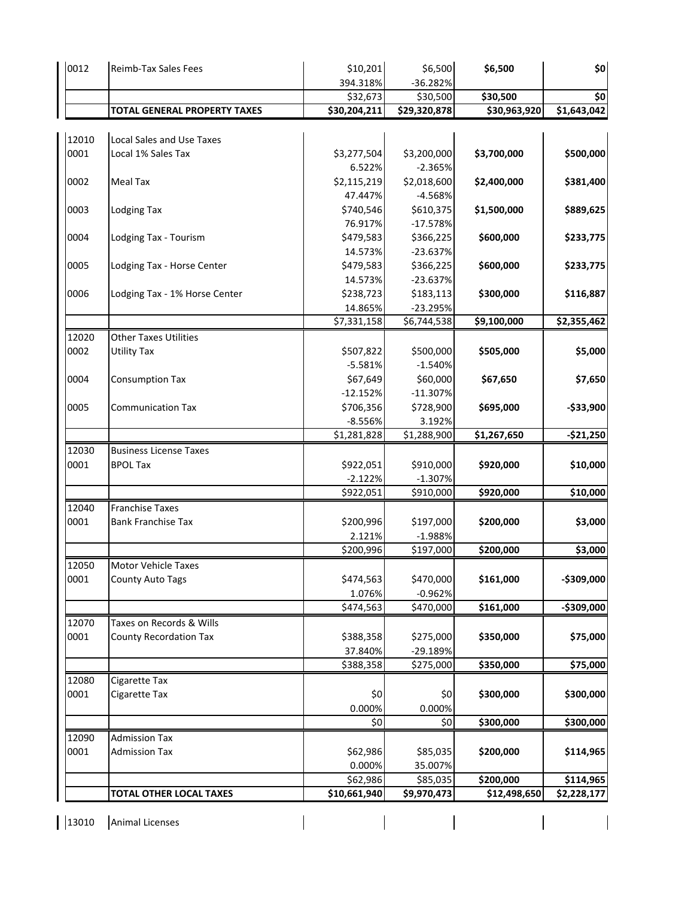| | | | | | |
|---|---|---|---|---|---|
| 0012 | Reimb-Tax Sales Fees | $10,201 | $6,500 | **$6,500** | **$0** |
| | | 394.318% | -36.282% | | |
| | | $32,673 | $30,500 | **$30,500** | **$0** |
| | **TOTAL GENERAL PROPERTY TAXES** | **$30,204,211** | **$29,320,878** | **$30,963,920** | **$1,643,042** |
| | | | | | |
| 12010 | Local Sales and Use Taxes | | | | |
| 0001 | Local 1% Sales Tax | $3,277,504 | $3,200,000 | **$3,700,000** | **$500,000** |
| | | 6.522% | -2.365% | | |
| 0002 | Meal Tax | $2,115,219 | $2,018,600 | **$2,400,000** | **$381,400** |
| | | 47.447% | -4.568% | | |
| 0003 | Lodging Tax | $740,546 | $610,375 | **$1,500,000** | **$889,625** |
| | | 76.917% | -17.578% | | |
| 0004 | Lodging Tax - Tourism | $479,583 | $366,225 | **$600,000** | **$233,775** |
| | | 14.573% | -23.637% | | |
| 0005 | Lodging Tax - Horse Center | $479,583 | $366,225 | **$600,000** | **$233,775** |
| | | 14.573% | -23.637% | | |
| 0006 | Lodging Tax - 1% Horse Center | $238,723 | $183,113 | **$300,000** | **$116,887** |
| | | 14.865% | -23.295% | | |
| | | $7,331,158 | $6,744,538 | **$9,100,000** | **$2,355,462** |
| 12020 | Other Taxes Utilities | | | | |
| 0002 | Utility Tax | $507,822 | $500,000 | **$505,000** | **$5,000** |
| | | -5.581% | -1.540% | | |
| 0004 | Consumption Tax | $67,649 | $60,000 | **$67,650** | **$7,650** |
| | | -12.152% | -11.307% | | |
| 0005 | Communication Tax | $706,356 | $728,900 | **$695,000** | **-$33,900** |
| | | -8.556% | 3.192% | | |
| | | $1,281,828 | $1,288,900 | **$1,267,650** | **-$21,250** |
| 12030 | Business License Taxes | | | | |
| 0001 | BPOL Tax | $922,051 | $910,000 | **$920,000** | **$10,000** |
| | | -2.122% | -1.307% | | |
| | | $922,051 | $910,000 | **$920,000** | **$10,000** |
| 12040 | Franchise Taxes | | | | |
| 0001 | Bank Franchise Tax | $200,996 | $197,000 | **$200,000** | **$3,000** |
| | | 2.121% | -1.988% | | |
| | | $200,996 | $197,000 | **$200,000** | **$3,000** |
| 12050 | Motor Vehicle Taxes | | | | |
| 0001 | County Auto Tags | $474,563 | $470,000 | **$161,000** | **-$309,000** |
| | | 1.076% | -0.962% | | |
| | | $474,563 | $470,000 | **$161,000** | **-$309,000** |
| 12070 | Taxes on Records & Wills | | | | |
| 0001 | County Recordation Tax | $388,358 | $275,000 | **$350,000** | **$75,000** |
| | | 37.840% | -29.189% | | |
| | | $388,358 | $275,000 | **$350,000** | **$75,000** |
| 12080 | Cigarette Tax | | | | |
| 0001 | Cigarette Tax | $0 | $0 | **$300,000** | **$300,000** |
| | | 0.000% | 0.000% | | |
| | | $0 | $0 | **$300,000** | **$300,000** |
| 12090 | Admission Tax | | | | |
| 0001 | Admission Tax | $62,986 | $85,035 | **$200,000** | **$114,965** |
| | | 0.000% | 35.007% | | |
| | | $62,986 | $85,035 | **$200,000** | **$114,965** |
| | **TOTAL OTHER LOCAL TAXES** | **$10,661,940** | **$9,970,473** | **$12,498,650** | **$2,228,177** |
| | | | | | |
| 13010 | Animal Licenses | | | | |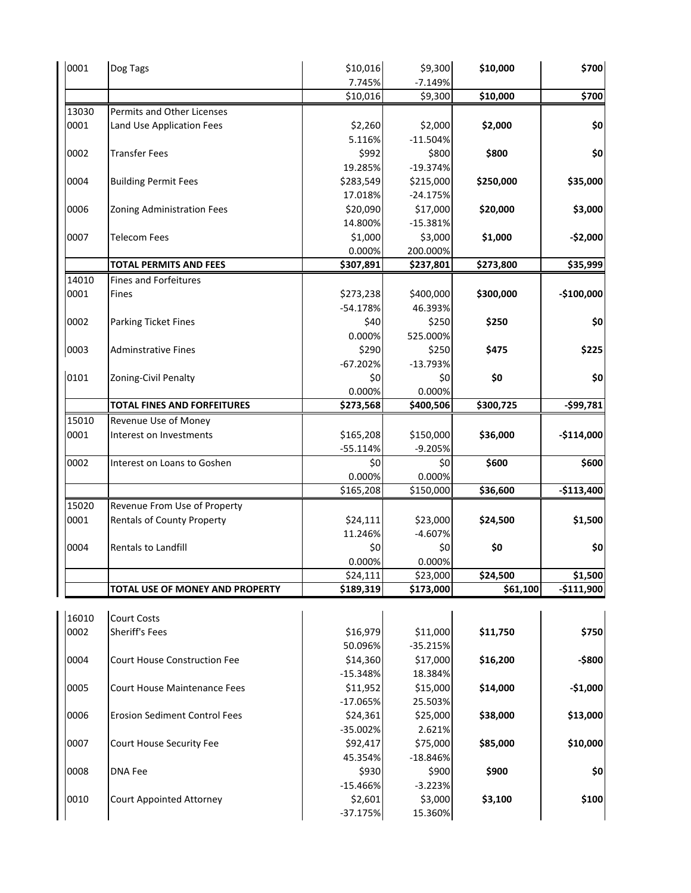| | | | | | |
|---|---|---|---|---|---|
| 0001 | Dog Tags | $10,016 | $9,300 | **$10,000** | **$700** |
| | | 7.745% | -7.149% | | |
| | | $10,016 | $9,300 | **$10,000** | **$700** |
| 13030 | Permits and Other Licenses | | | | |
| 0001 | Land Use Application Fees | $2,260 | $2,000 | **$2,000** | **$0** |
| | | 5.116% | -11.504% | | |
| 0002 | Transfer Fees | $992 | $800 | **$800** | **$0** |
| | | 19.285% | -19.374% | | |
| 0004 | Building Permit Fees | $283,549 | $215,000 | **$250,000** | **$35,000** |
| | | 17.018% | -24.175% | | |
| 0006 | Zoning Administration Fees | $20,090 | $17,000 | **$20,000** | **$3,000** |
| | | 14.800% | -15.381% | | |
| 0007 | Telecom Fees | $1,000 | $3,000 | **$1,000** | **-$2,000** |
| | | 0.000% | 200.000% | | |
| | **TOTAL PERMITS AND FEES** | **$307,891** | **$237,801** | **$273,800** | **$35,999** |
| 14010 | Fines and Forfeitures | | | | |
| 0001 | Fines | $273,238 | $400,000 | **$300,000** | **-$100,000** |
| | | -54.178% | 46.393% | | |
| 0002 | Parking Ticket Fines | $40 | $250 | **$250** | **$0** |
| | | 0.000% | 525.000% | | |
| 0003 | Adminstrative Fines | $290 | $250 | **$475** | **$225** |
| | | -67.202% | -13.793% | | |
| 0101 | Zoning-Civil Penalty | $0 | $0 | **$0** | **$0** |
| | | 0.000% | 0.000% | | |
| | **TOTAL FINES AND FORFEITURES** | **$273,568** | **$400,506** | **$300,725** | **-$99,781** |
| 15010 | Revenue Use of Money | | | | |
| 0001 | Interest on Investments | $165,208 | $150,000 | **$36,000** | **-$114,000** |
| | | -55.114% | -9.205% | | |
| 0002 | Interest on Loans to Goshen | $0 | $0 | **$600** | **$600** |
| | | 0.000% | 0.000% | | |
| | | $165,208 | $150,000 | **$36,600** | **-$113,400** |
| 15020 | Revenue From Use of Property | | | | |
| 0001 | Rentals of County Property | $24,111 | $23,000 | **$24,500** | **$1,500** |
| | | 11.246% | -4.607% | | |
| 0004 | Rentals to Landfill | $0 | $0 | **$0** | **$0** |
| | | 0.000% | 0.000% | | |
| | | $24,111 | $23,000 | **$24,500** | **$1,500** |
| | **TOTAL USE OF MONEY AND PROPERTY** | **$189,319** | **$173,000** | **$61,100** | **-$111,900** |
| 16010 | Court Costs | | | | |
| 0002 | Sheriff's Fees | $16,979 | $11,000 | **$11,750** | **$750** |
| | | 50.096% | -35.215% | | |
| 0004 | Court House Construction Fee | $14,360 | $17,000 | **$16,200** | **-$800** |
| | | -15.348% | 18.384% | | |
| 0005 | Court House Maintenance Fees | $11,952 | $15,000 | **$14,000** | **-$1,000** |
| | | -17.065% | 25.503% | | |
| 0006 | Erosion Sediment Control Fees | $24,361 | $25,000 | **$38,000** | **$13,000** |
| | | -35.002% | 2.621% | | |
| 0007 | Court House Security Fee | $92,417 | $75,000 | **$85,000** | **$10,000** |
| | | 45.354% | -18.846% | | |
| 0008 | DNA Fee | $930 | $900 | **$900** | **$0** |
| | | -15.466% | -3.223% | | |
| 0010 | Court Appointed Attorney | $2,601 | $3,000 | **$3,100** | **$100** |
| | | -37.175% | 15.360% | | |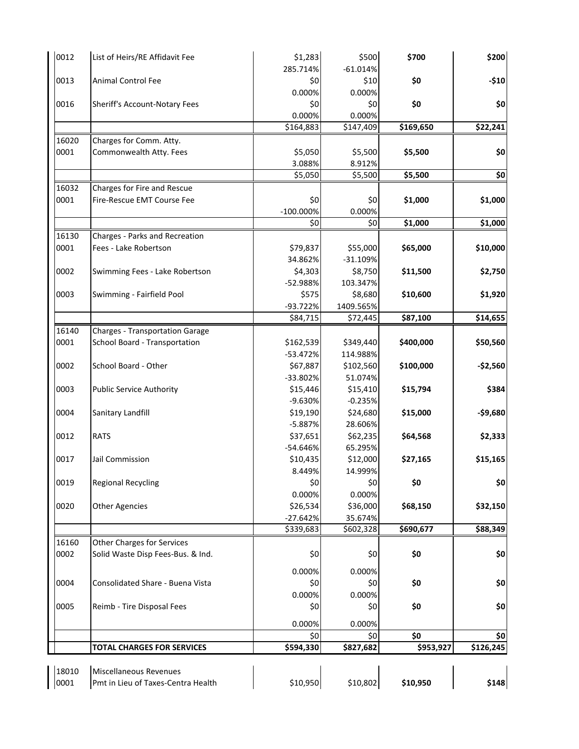| | | | | | |
|---|---|---|---|---|---|
| 0012 | List of Heirs/RE Affidavit Fee | $1,283 | $500 | **$700** | **$200** |
| | | 285.714% | -61.014% | | |
| 0013 | Animal Control Fee | $0 | $10 | **$0** | **-$10** |
| | | 0.000% | 0.000% | | |
| 0016 | Sheriff's Account-Notary Fees | $0 | $0 | **$0** | **$0** |
| | | 0.000% | 0.000% | | |
| | | $164,883 | $147,409 | **$169,650** | **$22,241** |
| 16020 | Charges for Comm. Atty. | | | | |
| 0001 | Commonwealth Atty. Fees | $5,050 | $5,500 | **$5,500** | **$0** |
| | | 3.088% | 8.912% | | |
| | | $5,050 | $5,500 | **$5,500** | **$0** |
| 16032 | Charges for Fire and Rescue | | | | |
| 0001 | Fire-Rescue EMT Course Fee | $0 | $0 | **$1,000** | **$1,000** |
| | | -100.000% | 0.000% | | |
| | | $0 | $0 | **$1,000** | **$1,000** |
| 16130 | Charges - Parks and Recreation | | | | |
| 0001 | Fees - Lake Robertson | $79,837 | $55,000 | **$65,000** | **$10,000** |
| | | 34.862% | -31.109% | | |
| 0002 | Swimming Fees - Lake Robertson | $4,303 | $8,750 | **$11,500** | **$2,750** |
| | | -52.988% | 103.347% | | |
| 0003 | Swimming - Fairfield Pool | $575 | $8,680 | **$10,600** | **$1,920** |
| | | -93.722% | 1409.565% | | |
| | | $84,715 | $72,445 | **$87,100** | **$14,655** |
| 16140 | Charges - Transportation Garage | | | | |
| 0001 | School Board - Transportation | $162,539 | $349,440 | **$400,000** | **$50,560** |
| | | -53.472% | 114.988% | | |
| 0002 | School Board - Other | $67,887 | $102,560 | **$100,000** | **-$2,560** |
| | | -33.802% | 51.074% | | |
| 0003 | Public Service Authority | $15,446 | $15,410 | **$15,794** | **$384** |
| | | -9.630% | -0.235% | | |
| 0004 | Sanitary Landfill | $19,190 | $24,680 | **$15,000** | **-$9,680** |
| | | -5.887% | 28.606% | | |
| 0012 | RATS | $37,651 | $62,235 | **$64,568** | **$2,333** |
| | | -54.646% | 65.295% | | |
| 0017 | Jail Commission | $10,435 | $12,000 | **$27,165** | **$15,165** |
| | | 8.449% | 14.999% | | |
| 0019 | Regional Recycling | $0 | $0 | **$0** | **$0** |
| | | 0.000% | 0.000% | | |
| 0020 | Other Agencies | $26,534 | $36,000 | **$68,150** | **$32,150** |
| | | -27.642% | 35.674% | | |
| | | $339,683 | $602,328 | **$690,677** | **$88,349** |
| 16160 | Other Charges for Services | | | | |
| 0002 | Solid Waste Disp Fees-Bus. & Ind. | $0 | $0 | **$0** | **$0** |
| | | 0.000% | 0.000% | | |
| 0004 | Consolidated Share - Buena Vista | $0 | $0 | **$0** | **$0** |
| | | 0.000% | 0.000% | | |
| 0005 | Reimb - Tire Disposal Fees | $0 | $0 | **$0** | **$0** |
| | | 0.000% | 0.000% | | |
| | | $0 | $0 | **$0** | **$0** |
| | **TOTAL CHARGES FOR SERVICES** | **$594,330** | **$827,682** | **$953,927** | **$126,245** |

| | | | | | |
|---|---|---|---|---|---|
| 18010 | Miscellaneous Revenues | | | | |
| 0001 | Pmt in Lieu of Taxes-Centra Health | $10,950 | $10,802 | **$10,950** | **$148** |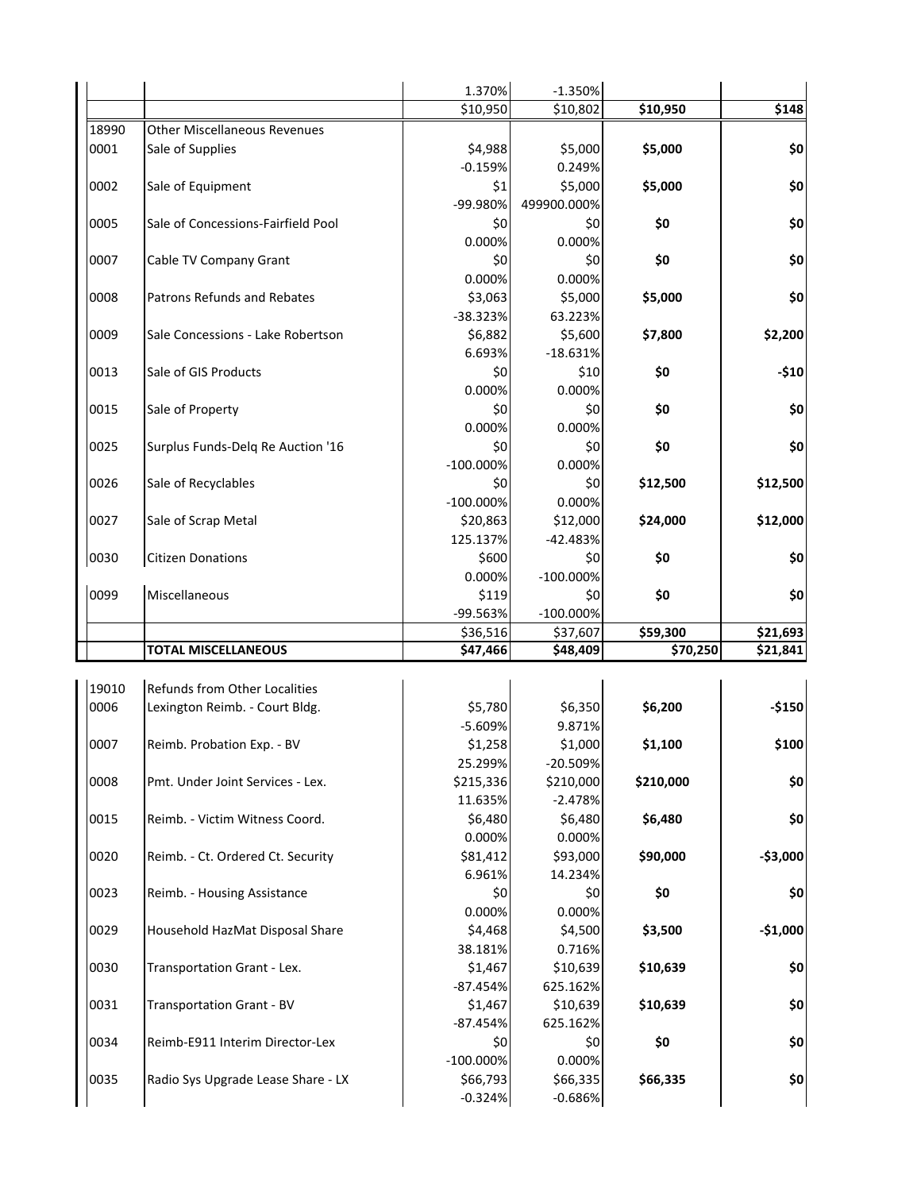| | | | | | |
|---|---|---|---|---|---|
| | | 1.370% | -1.350% | | |
| | | $10,950 | $10,802 | **$10,950** | **$148** |
| 18990 | Other Miscellaneous Revenues | | | | |
| 0001 | Sale of Supplies | $4,988 | $5,000 | **$5,000** | **$0** |
| | | -0.159% | 0.249% | | |
| 0002 | Sale of Equipment | $1 | $5,000 | **$5,000** | **$0** |
| | | -99.980% | 499900.000% | | |
| 0005 | Sale of Concessions-Fairfield Pool | $0 | $0 | **$0** | **$0** |
| | | 0.000% | 0.000% | | |
| 0007 | Cable TV Company Grant | $0 | $0 | **$0** | **$0** |
| | | 0.000% | 0.000% | | |
| 0008 | Patrons Refunds and Rebates | $3,063 | $5,000 | **$5,000** | **$0** |
| | | -38.323% | 63.223% | | |
| 0009 | Sale Concessions - Lake Robertson | $6,882 | $5,600 | **$7,800** | **$2,200** |
| | | 6.693% | -18.631% | | |
| 0013 | Sale of GIS Products | $0 | $10 | **$0** | **-$10** |
| | | 0.000% | 0.000% | | |
| 0015 | Sale of Property | $0 | $0 | **$0** | **$0** |
| | | 0.000% | 0.000% | | |
| 0025 | Surplus Funds-Delq Re Auction '16 | $0 | $0 | **$0** | **$0** |
| | | -100.000% | 0.000% | | |
| 0026 | Sale of Recyclables | $0 | $0 | **$12,500** | **$12,500** |
| | | -100.000% | 0.000% | | |
| 0027 | Sale of Scrap Metal | $20,863 | $12,000 | **$24,000** | **$12,000** |
| | | 125.137% | -42.483% | | |
| 0030 | Citizen Donations | $600 | $0 | **$0** | **$0** |
| | | 0.000% | -100.000% | | |
| 0099 | Miscellaneous | $119 | $0 | **$0** | **$0** |
| | | -99.563% | -100.000% | | |
| | | $36,516 | $37,607 | **$59,300** | **$21,693** |
| | **TOTAL MISCELLANEOUS** | **$47,466** | **$48,409** | **$70,250** | **$21,841** |

| | | | | | |
|---|---|---|---|---|---|
| 19010 | Refunds from Other Localities | | | | |
| 0006 | Lexington Reimb. - Court Bldg. | $5,780 | $6,350 | **$6,200** | **-$150** |
| | | -5.609% | 9.871% | | |
| 0007 | Reimb. Probation Exp. - BV | $1,258 | $1,000 | **$1,100** | **$100** |
| | | 25.299% | -20.509% | | |
| 0008 | Pmt. Under Joint Services - Lex. | $215,336 | $210,000 | **$210,000** | **$0** |
| | | 11.635% | -2.478% | | |
| 0015 | Reimb. - Victim Witness Coord. | $6,480 | $6,480 | **$6,480** | **$0** |
| | | 0.000% | 0.000% | | |
| 0020 | Reimb. - Ct. Ordered Ct. Security | $81,412 | $93,000 | **$90,000** | **-$3,000** |
| | | 6.961% | 14.234% | | |
| 0023 | Reimb. - Housing Assistance | $0 | $0 | **$0** | **$0** |
| | | 0.000% | 0.000% | | |
| 0029 | Household HazMat Disposal Share | $4,468 | $4,500 | **$3,500** | **-$1,000** |
| | | 38.181% | 0.716% | | |
| 0030 | Transportation Grant - Lex. | $1,467 | $10,639 | **$10,639** | **$0** |
| | | -87.454% | 625.162% | | |
| 0031 | Transportation Grant - BV | $1,467 | $10,639 | **$10,639** | **$0** |
| | | -87.454% | 625.162% | | |
| 0034 | Reimb-E911 Interim Director-Lex | $0 | $0 | **$0** | **$0** |
| | | -100.000% | 0.000% | | |
| 0035 | Radio Sys Upgrade Lease Share - LX | $66,793 | $66,335 | **$66,335** | **$0** |
| | | -0.324% | -0.686% | | |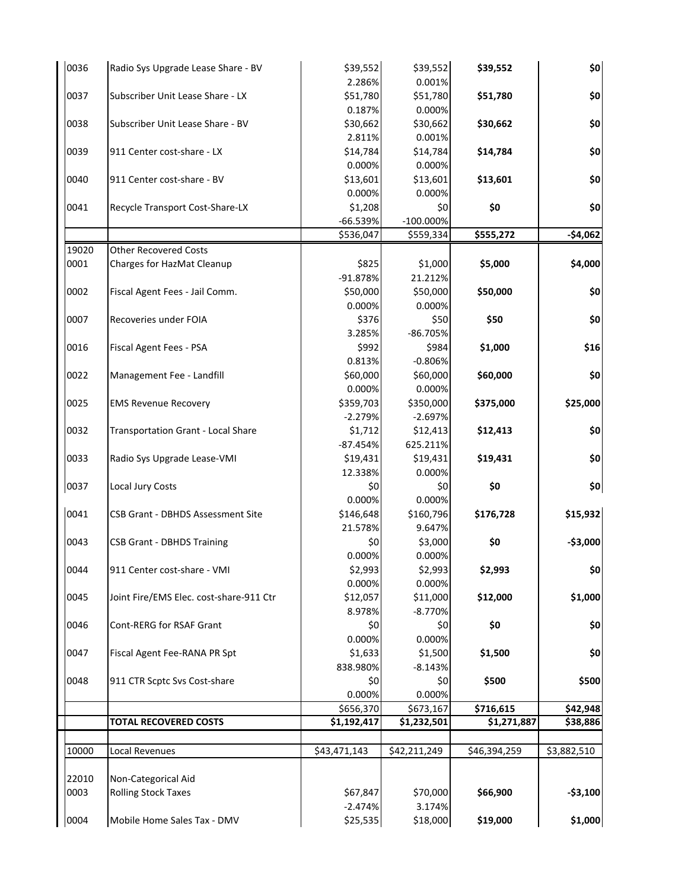| | | | | | |
|---|---|---|---|---|---|
| 0036 | Radio Sys Upgrade Lease Share - BV | $39,552 | $39,552 | **$39,552** | **$0** |
| | | 2.286% | 0.001% | | |
| 0037 | Subscriber Unit Lease Share - LX | $51,780 | $51,780 | **$51,780** | **$0** |
| | | 0.187% | 0.000% | | |
| 0038 | Subscriber Unit Lease Share - BV | $30,662 | $30,662 | **$30,662** | **$0** |
| | | 2.811% | 0.001% | | |
| 0039 | 911 Center cost-share - LX | $14,784 | $14,784 | **$14,784** | **$0** |
| | | 0.000% | 0.000% | | |
| 0040 | 911 Center cost-share - BV | $13,601 | $13,601 | **$13,601** | **$0** |
| | | 0.000% | 0.000% | | |
| 0041 | Recycle Transport Cost-Share-LX | $1,208 | $0 | **$0** | **$0** |
| | | -66.539% | -100.000% | | |
| | | $536,047 | $559,334 | **$555,272** | **-$4,062** |
| 19020 | Other Recovered Costs | | | | |
| 0001 | Charges for HazMat Cleanup | $825 | $1,000 | **$5,000** | **$4,000** |
| | | -91.878% | 21.212% | | |
| 0002 | Fiscal Agent Fees - Jail Comm. | $50,000 | $50,000 | **$50,000** | **$0** |
| | | 0.000% | 0.000% | | |
| 0007 | Recoveries under FOIA | $376 | $50 | **$50** | **$0** |
| | | 3.285% | -86.705% | | |
| 0016 | Fiscal Agent Fees - PSA | $992 | $984 | **$1,000** | **$16** |
| | | 0.813% | -0.806% | | |
| 0022 | Management Fee - Landfill | $60,000 | $60,000 | **$60,000** | **$0** |
| | | 0.000% | 0.000% | | |
| 0025 | EMS Revenue Recovery | $359,703 | $350,000 | **$375,000** | **$25,000** |
| | | -2.279% | -2.697% | | |
| 0032 | Transportation Grant - Local Share | $1,712 | $12,413 | **$12,413** | **$0** |
| | | -87.454% | 625.211% | | |
| 0033 | Radio Sys Upgrade Lease-VMI | $19,431 | $19,431 | **$19,431** | **$0** |
| | | 12.338% | 0.000% | | |
| 0037 | Local Jury Costs | $0 | $0 | **$0** | **$0** |
| | | 0.000% | 0.000% | | |
| 0041 | CSB Grant - DBHDS Assessment Site | $146,648 | $160,796 | **$176,728** | **$15,932** |
| | | 21.578% | 9.647% | | |
| 0043 | CSB Grant - DBHDS Training | $0 | $3,000 | **$0** | **-$3,000** |
| | | 0.000% | 0.000% | | |
| 0044 | 911 Center cost-share - VMI | $2,993 | $2,993 | **$2,993** | **$0** |
| | | 0.000% | 0.000% | | |
| 0045 | Joint Fire/EMS Elec. cost-share-911 Ctr | $12,057 | $11,000 | **$12,000** | **$1,000** |
| | | 8.978% | -8.770% | | |
| 0046 | Cont-RERG for RSAF Grant | $0 | $0 | **$0** | **$0** |
| | | 0.000% | 0.000% | | |
| 0047 | Fiscal Agent Fee-RANA PR Spt | $1,633 | $1,500 | **$1,500** | **$0** |
| | | 838.980% | -8.143% | | |
| 0048 | 911 CTR Scptc Svs Cost-share | $0 | $0 | **$500** | **$500** |
| | | 0.000% | 0.000% | | |
| | | $656,370 | $673,167 | **$716,615** | **$42,948** |
| | **TOTAL RECOVERED COSTS** | **$1,192,417** | **$1,232,501** | **$1,271,887** | **$38,886** |
| | | | | | |
| 10000 | Local Revenues | $43,471,143 | $42,211,249 | $46,394,259 | $3,882,510 |
| | | | | | |
| 22010 | Non-Categorical Aid | | | | |
| 0003 | Rolling Stock Taxes | $67,847 | $70,000 | **$66,900** | **-$3,100** |
| | | -2.474% | 3.174% | | |
| 0004 | Mobile Home Sales Tax - DMV | $25,535 | $18,000 | **$19,000** | **$1,000** |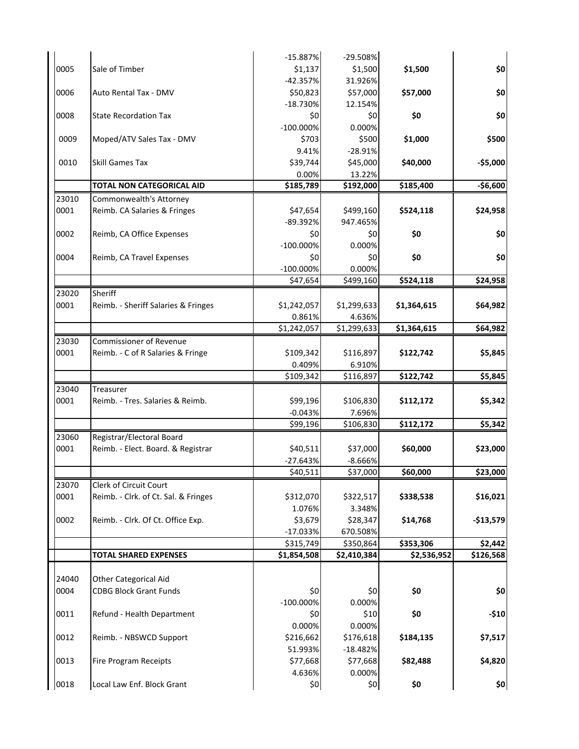| | | | | | |
|---|---|---|---|---|---|
| | | -15.887% | -29.508% | | |
| 0005 | Sale of Timber | $1,137 | $1,500 | **$1,500** | **$0** |
| | | -42.357% | 31.926% | | |
| 0006 | Auto Rental Tax - DMV | $50,823 | $57,000 | **$57,000** | **$0** |
| | | -18.730% | 12.154% | | |
| 0008 | State Recordation Tax | $0 | $0 | **$0** | **$0** |
| | | -100.000% | 0.000% | | |
| 0009 | Moped/ATV Sales Tax - DMV | $703 | $500 | **$1,000** | **$500** |
| | | 9.41% | -28.91% | | |
| 0010 | Skill Games Tax | $39,744 | $45,000 | **$40,000** | **-$5,000** |
| | | 0.00% | 13.22% | | |
| | **TOTAL NON CATEGORICAL AID** | **$185,789** | **$192,000** | $185,400 | **-$6,600** |
| 23010 | Commonwealth's Attorney | | | | |
| 0001 | Reimb. CA Salaries & Fringes | $47,654 | $499,160 | **$524,118** | **$24,958** |
| | | -89.392% | 947.465% | | |
| 0002 | Reimb, CA Office Expenses | $0 | $0 | **$0** | **$0** |
| | | -100.000% | 0.000% | | |
| 0004 | Reimb, CA Travel Expenses | $0 | $0 | **$0** | **$0** |
| | | -100.000% | 0.000% | | |
| | | $47,654 | $499,160 | **$524,118** | **$24,958** |
| 23020 | Sheriff | | | | |
| 0001 | Reimb. - Sheriff Salaries & Fringes | $1,242,057 | $1,299,633 | **$1,364,615** | **$64,982** |
| | | 0.861% | 4.636% | | |
| | | $1,242,057 | $1,299,633 | **$1,364,615** | **$64,982** |
| 23030 | Commissioner of Revenue | | | | |
| 0001 | Reimb. - C of R Salaries & Fringe | $109,342 | $116,897 | **$122,742** | **$5,845** |
| | | 0.409% | 6.910% | | |
| | | $109,342 | $116,897 | **$122,742** | **$5,845** |
| 23040 | Treasurer | | | | |
| 0001 | Reimb. - Tres. Salaries & Reimb. | $99,196 | $106,830 | **$112,172** | **$5,342** |
| | | -0.043% | 7.696% | | |
| | | $99,196 | $106,830 | **$112,172** | **$5,342** |
| 23060 | Registrar/Electoral Board | | | | |
| 0001 | Reimb. - Elect. Board. & Registrar | $40,511 | $37,000 | **$60,000** | **$23,000** |
| | | -27.643% | -8.666% | | |
| | | $40,511 | $37,000 | **$60,000** | **$23,000** |
| 23070 | Clerk of Circuit Court | | | | |
| 0001 | Reimb. - Clrk. of Ct. Sal. & Fringes | $312,070 | $322,517 | **$338,538** | **$16,021** |
| | | 1.076% | 3.348% | | |
| 0002 | Reimb. - Clrk. Of Ct. Office Exp. | $3,679 | $28,347 | **$14,768** | **-$13,579** |
| | | -17.033% | 670.508% | | |
| | | $315,749 | $350,864 | **$353,306** | **$2,442** |
| | **TOTAL SHARED EXPENSES** | **$1,854,508** | **$2,410,384** | $2,536,952 | **$126,568** |
| | | | | | |
| 24040 | Other Categorical Aid | | | | |
| 0004 | CDBG Block Grant Funds | $0 | $0 | **$0** | **$0** |
| | | -100.000% | 0.000% | | |
| 0011 | Refund - Health Department | $0 | $10 | **$0** | **-$10** |
| | | 0.000% | 0.000% | | |
| 0012 | Reimb. - NBSWCD Support | $216,662 | $176,618 | **$184,135** | **$7,517** |
| | | 51.993% | -18.482% | | |
| 0013 | Fire Program Receipts | $77,668 | $77,668 | **$82,488** | **$4,820** |
| | | 4.636% | 0.000% | | |
| 0018 | Local Law Enf. Block Grant | $0 | $0 | **$0** | **$0** |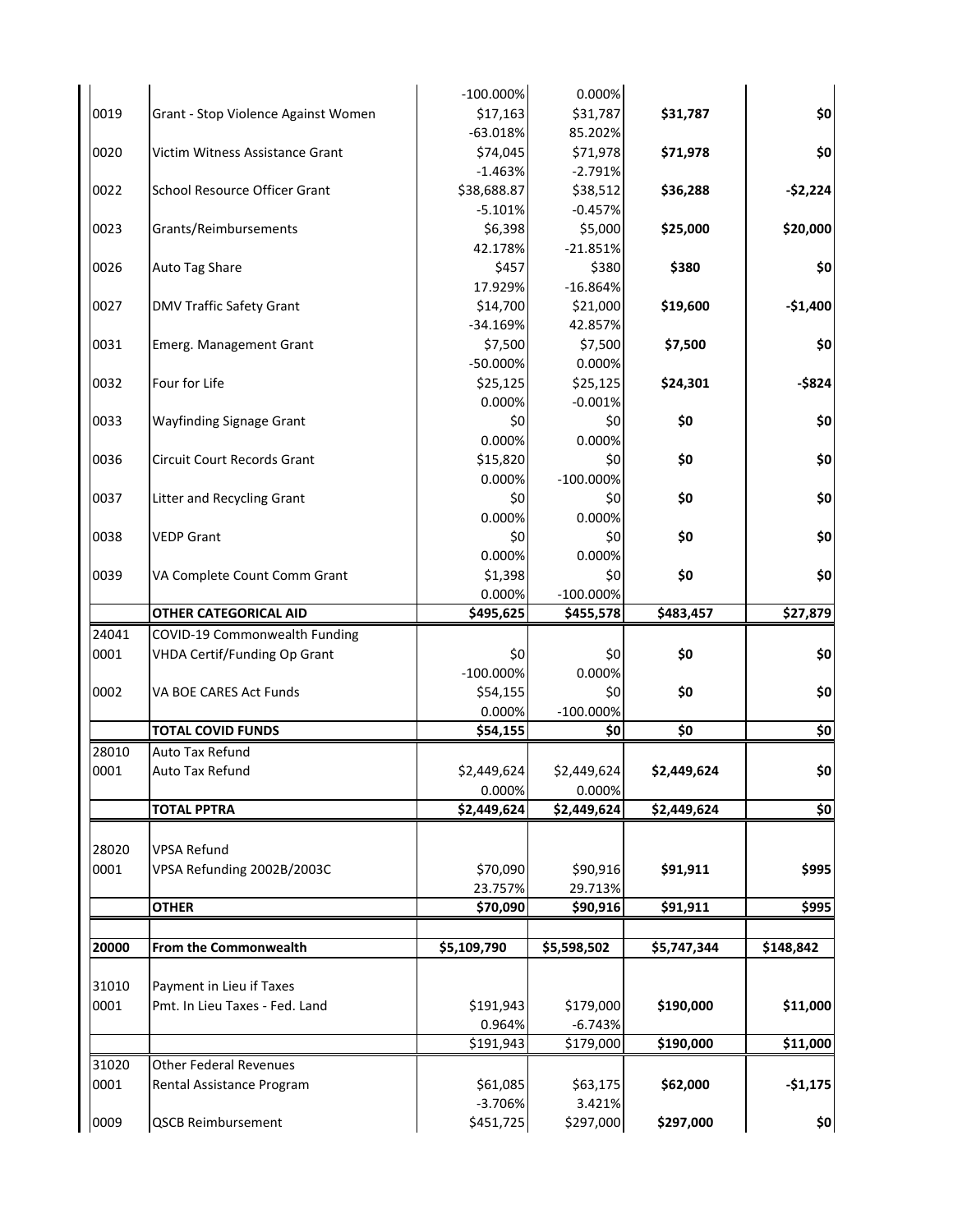| | | | | | |
|---|---|---|---|---|---|
| | | -100.000% | 0.000% | | |
| 0019 | Grant - Stop Violence Against Women | $17,163 | $31,787 | **$31,787** | **$0** |
| | | -63.018% | 85.202% | | |
| 0020 | Victim Witness Assistance Grant | $74,045 | $71,978 | **$71,978** | **$0** |
| | | -1.463% | -2.791% | | |
| 0022 | School Resource Officer Grant | $38,688.87 | $38,512 | **$36,288** | **-$2,224** |
| | | -5.101% | -0.457% | | |
| 0023 | Grants/Reimbursements | $6,398 | $5,000 | **$25,000** | **$20,000** |
| | | 42.178% | -21.851% | | |
| 0026 | Auto Tag Share | $457 | $380 | **$380** | **$0** |
| | | 17.929% | -16.864% | | |
| 0027 | DMV Traffic Safety Grant | $14,700 | $21,000 | **$19,600** | **-$1,400** |
| | | -34.169% | 42.857% | | |
| 0031 | Emerg. Management Grant | $7,500 | $7,500 | **$7,500** | **$0** |
| | | -50.000% | 0.000% | | |
| 0032 | Four for Life | $25,125 | $25,125 | **$24,301** | **-$824** |
| | | 0.000% | -0.001% | | |
| 0033 | Wayfinding Signage Grant | $0 | $0 | **$0** | **$0** |
| | | 0.000% | 0.000% | | |
| 0036 | Circuit Court Records Grant | $15,820 | $0 | **$0** | **$0** |
| | | 0.000% | -100.000% | | |
| 0037 | Litter and Recycling Grant | $0 | $0 | **$0** | **$0** |
| | | 0.000% | 0.000% | | |
| 0038 | VEDP Grant | $0 | $0 | **$0** | **$0** |
| | | 0.000% | 0.000% | | |
| 0039 | VA Complete Count Comm Grant | $1,398 | $0 | **$0** | **$0** |
| | | 0.000% | -100.000% | | |
| | **OTHER CATEGORICAL AID** | **$495,625** | **$455,578** | **$483,457** | **$27,879** |
| 24041 | COVID-19 Commonwealth Funding | | | | |
| 0001 | VHDA Certif/Funding Op Grant | $0 | $0 | **$0** | **$0** |
| | | -100.000% | 0.000% | | |
| 0002 | VA BOE CARES Act Funds | $54,155 | $0 | **$0** | **$0** |
| | | 0.000% | -100.000% | | |
| | **TOTAL COVID FUNDS** | **$54,155** | **$0** | **$0** | **$0** |
| 28010 | Auto Tax Refund | | | | |
| 0001 | Auto Tax Refund | $2,449,624 | $2,449,624 | **$2,449,624** | **$0** |
| | | 0.000% | 0.000% | | |
| | **TOTAL PPTRA** | **$2,449,624** | **$2,449,624** | **$2,449,624** | **$0** |
| 28020 | VPSA Refund | | | | |
| 0001 | VPSA Refunding 2002B/2003C | $70,090 | $90,916 | **$91,911** | **$995** |
| | | 23.757% | 29.713% | | |
| | **OTHER** | **$70,090** | **$90,916** | **$91,911** | **$995** |
| **20000** | **From the Commonwealth** | **$5,109,790** | **$5,598,502** | **$5,747,344** | **$148,842** |
| 31010 | Payment in Lieu if Taxes | | | | |
| 0001 | Pmt. In Lieu Taxes - Fed. Land | $191,943 | $179,000 | **$190,000** | **$11,000** |
| | | 0.964% | -6.743% | | |
| | | $191,943 | $179,000 | **$190,000** | **$11,000** |
| 31020 | Other Federal Revenues | | | | |
| 0001 | Rental Assistance Program | $61,085 | $63,175 | **$62,000** | **-$1,175** |
| | | -3.706% | 3.421% | | |
| 0009 | QSCB Reimbursement | $451,725 | $297,000 | **$297,000** | **$0** |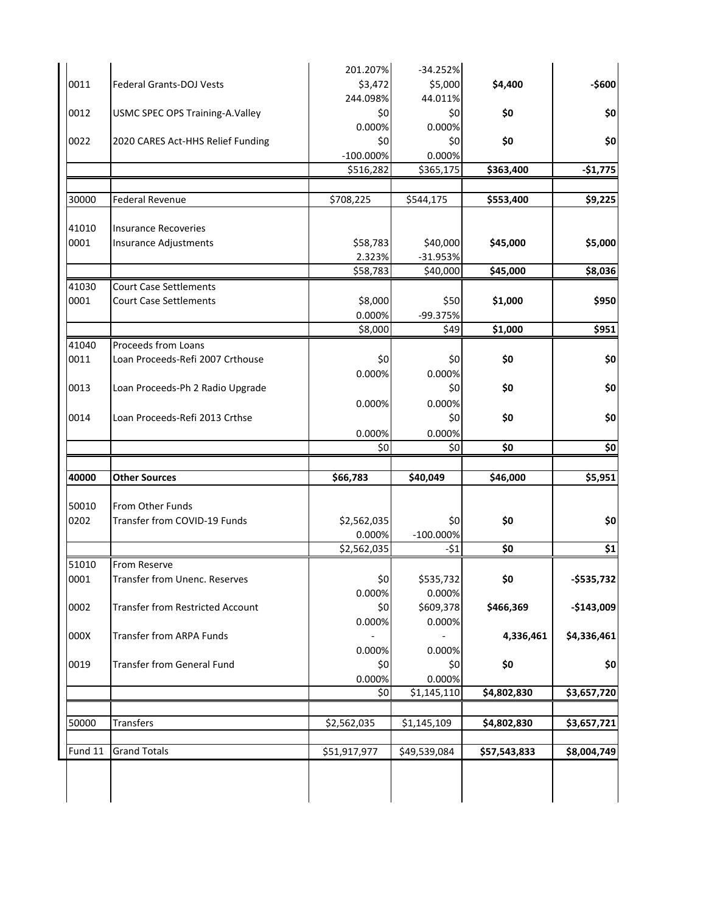| | | | | | |
|---|---|---|---|---|---|
| | | 201.207% | -34.252% | | |
| 0011 | Federal Grants-DOJ Vests | $3,472 | $5,000 | **$4,400** | **-$600** |
| | | 244.098% | 44.011% | | |
| 0012 | USMC SPEC OPS Training-A.Valley | $0 | $0 | **$0** | **$0** |
| | | 0.000% | 0.000% | | |
| 0022 | 2020 CARES Act-HHS Relief Funding | $0 | $0 | **$0** | **$0** |
| | | -100.000% | 0.000% | | |
| | | $516,282 | $365,175 | **$363,400** | **-$1,775** |
| | | | | | |
| 30000 | Federal Revenue | $708,225 | $544,175 | **$553,400** | **$9,225** |
| | | | | | |
| 41010 | Insurance Recoveries | | | | |
| 0001 | Insurance Adjustments | $58,783 | $40,000 | **$45,000** | **$5,000** |
| | | 2.323% | -31.953% | | |
| | | $58,783 | $40,000 | **$45,000** | **$8,036** |
| 41030 | Court Case Settlements | | | | |
| 0001 | Court Case Settlements | $8,000 | $50 | **$1,000** | **$950** |
| | | 0.000% | -99.375% | | |
| | | $8,000 | $49 | **$1,000** | **$951** |
| 41040 | Proceeds from Loans | | | | |
| 0011 | Loan Proceeds-Refi 2007 Crthouse | $0 | $0 | **$0** | **$0** |
| | | 0.000% | 0.000% | | |
| 0013 | Loan Proceeds-Ph 2 Radio Upgrade | | $0 | **$0** | **$0** |
| | | 0.000% | 0.000% | | |
| 0014 | Loan Proceeds-Refi 2013 Crthse | | $0 | **$0** | **$0** |
| | | 0.000% | 0.000% | | |
| | | $0 | $0 | **$0** | **$0** |
| | | | | | |
| **40000** | **Other Sources** | **$66,783** | **$40,049** | **$46,000** | **$5,951** |
| | | | | | |
| 50010 | From Other Funds | | | | |
| 0202 | Transfer from COVID-19 Funds | $2,562,035 | $0 | **$0** | **$0** |
| | | 0.000% | -100.000% | | |
| | | $2,562,035 | -$1 | **$0** | **$1** |
| 51010 | From Reserve | | | | |
| 0001 | Transfer from Unenc. Reserves | $0 | $535,732 | **$0** | **-$535,732** |
| | | 0.000% | 0.000% | | |
| 0002 | Transfer from Restricted Account | $0 | $609,378 | **$466,369** | **-$143,009** |
| | | 0.000% | 0.000% | | |
| 000X | Transfer from ARPA Funds | - | - | **4,336,461** | **$4,336,461** |
| | | 0.000% | 0.000% | | |
| 0019 | Transfer from General Fund | $0 | $0 | **$0** | **$0** |
| | | 0.000% | 0.000% | | |
| | | $0 | $1,145,110 | **$4,802,830** | **$3,657,720** |
| | | | | | |
| 50000 | Transfers | $2,562,035 | $1,145,109 | **$4,802,830** | **$3,657,721** |
| | | | | | |
| Fund 11 | Grand Totals | $51,917,977 | $49,539,084 | **$57,543,833** | **$8,004,749** |